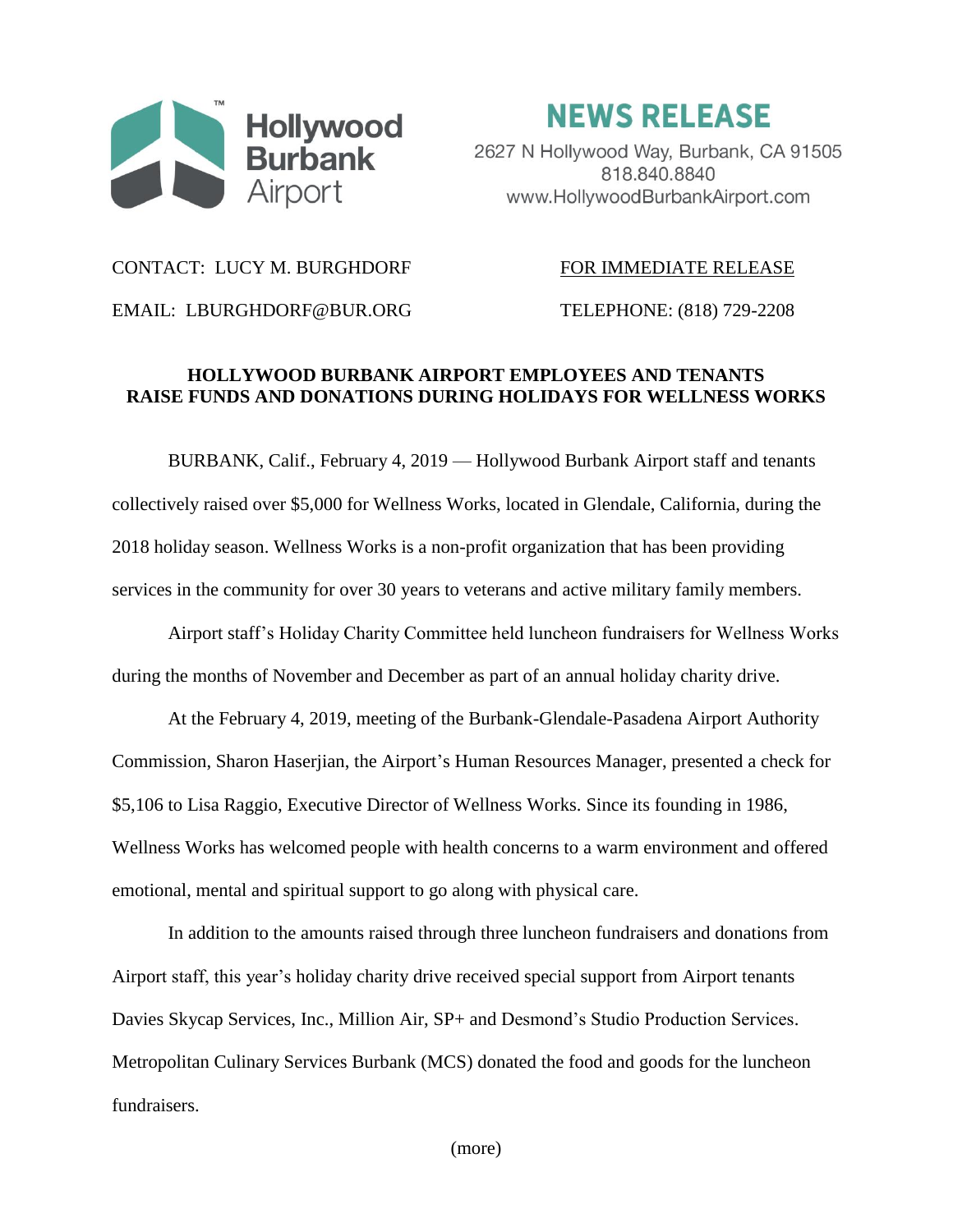Hollywood Burbank Airport

# NEWS RELEASE

2627 N Hollywood Way, Burbank, CA 91505
818.840.8840
www.HollywoodBurbankAirport.com

CONTACT: LUCY M. BURGHDORF

EMAIL: LBURGHDORF@BUR.ORG

FOR IMMEDIATE RELEASE

TELEPHONE: (818) 729-2208

## HOLLYWOOD BURBANK AIRPORT EMPLOYEES AND TENANTS RAISE FUNDS AND DONATIONS DURING HOLIDAYS FOR WELLNESS WORKS

BURBANK, Calif., February 4, 2019 — Hollywood Burbank Airport staff and tenants collectively raised over $5,000 for Wellness Works, located in Glendale, California, during the 2018 holiday season. Wellness Works is a non-profit organization that has been providing services in the community for over 30 years to veterans and active military family members.

Airport staff's Holiday Charity Committee held luncheon fundraisers for Wellness Works during the months of November and December as part of an annual holiday charity drive.

At the February 4, 2019, meeting of the Burbank-Glendale-Pasadena Airport Authority Commission, Sharon Haserjian, the Airport's Human Resources Manager, presented a check for $5,106 to Lisa Raggio, Executive Director of Wellness Works. Since its founding in 1986, Wellness Works has welcomed people with health concerns to a warm environment and offered emotional, mental and spiritual support to go along with physical care.

In addition to the amounts raised through three luncheon fundraisers and donations from Airport staff, this year's holiday charity drive received special support from Airport tenants Davies Skycap Services, Inc., Million Air, SP+ and Desmond's Studio Production Services. Metropolitan Culinary Services Burbank (MCS) donated the food and goods for the luncheon fundraisers.

(more)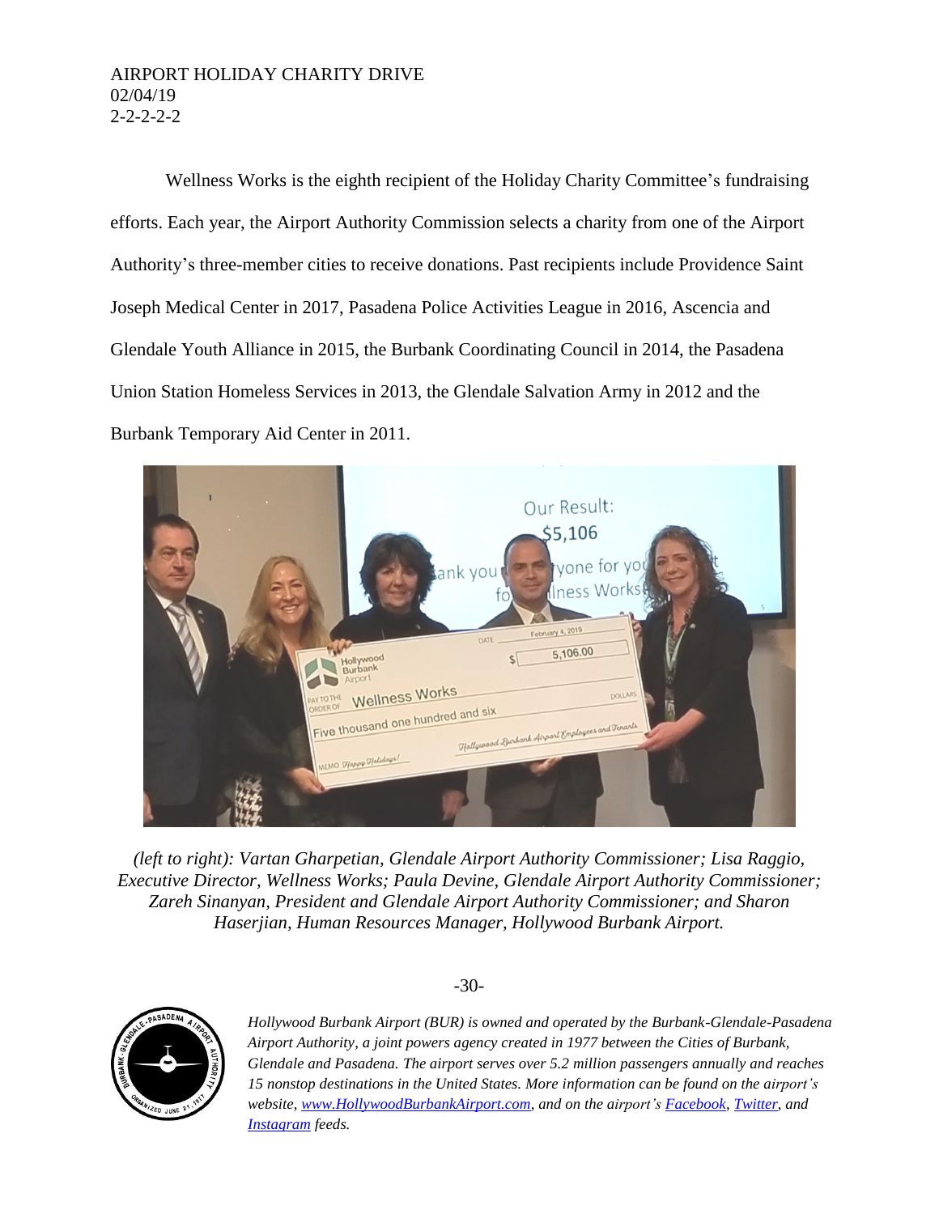AIRPORT HOLIDAY CHARITY DRIVE
02/04/19
2-2-2-2-2

Wellness Works is the eighth recipient of the Holiday Charity Committee's fundraising efforts. Each year, the Airport Authority Commission selects a charity from one of the Airport Authority's three-member cities to receive donations. Past recipients include Providence Saint Joseph Medical Center in 2017, Pasadena Police Activities League in 2016, Ascencia and Glendale Youth Alliance in 2015, the Burbank Coordinating Council in 2014, the Pasadena Union Station Homeless Services in 2013, the Glendale Salvation Army in 2012 and the Burbank Temporary Aid Center in 2011.

*(left to right): Vartan Gharpetian, Glendale Airport Authority Commissioner; Lisa Raggio, Executive Director, Wellness Works; Paula Devine, Glendale Airport Authority Commissioner; Zareh Sinanyan, President and Glendale Airport Authority Commissioner; and Sharon Haserjian, Human Resources Manager, Hollywood Burbank Airport.*

-30-

*Hollywood Burbank Airport (BUR) is owned and operated by the Burbank-Glendale-Pasadena Airport Authority, a joint powers agency created in 1977 between the Cities of Burbank, Glendale and Pasadena. The airport serves over 5.2 million passengers annually and reaches 15 nonstop destinations in the United States. More information can be found on the airport's website, [www.HollywoodBurbankAirport.com](www.HollywoodBurbankAirport.com), and on the airport's Facebook, Twitter, and Instagram feeds.*